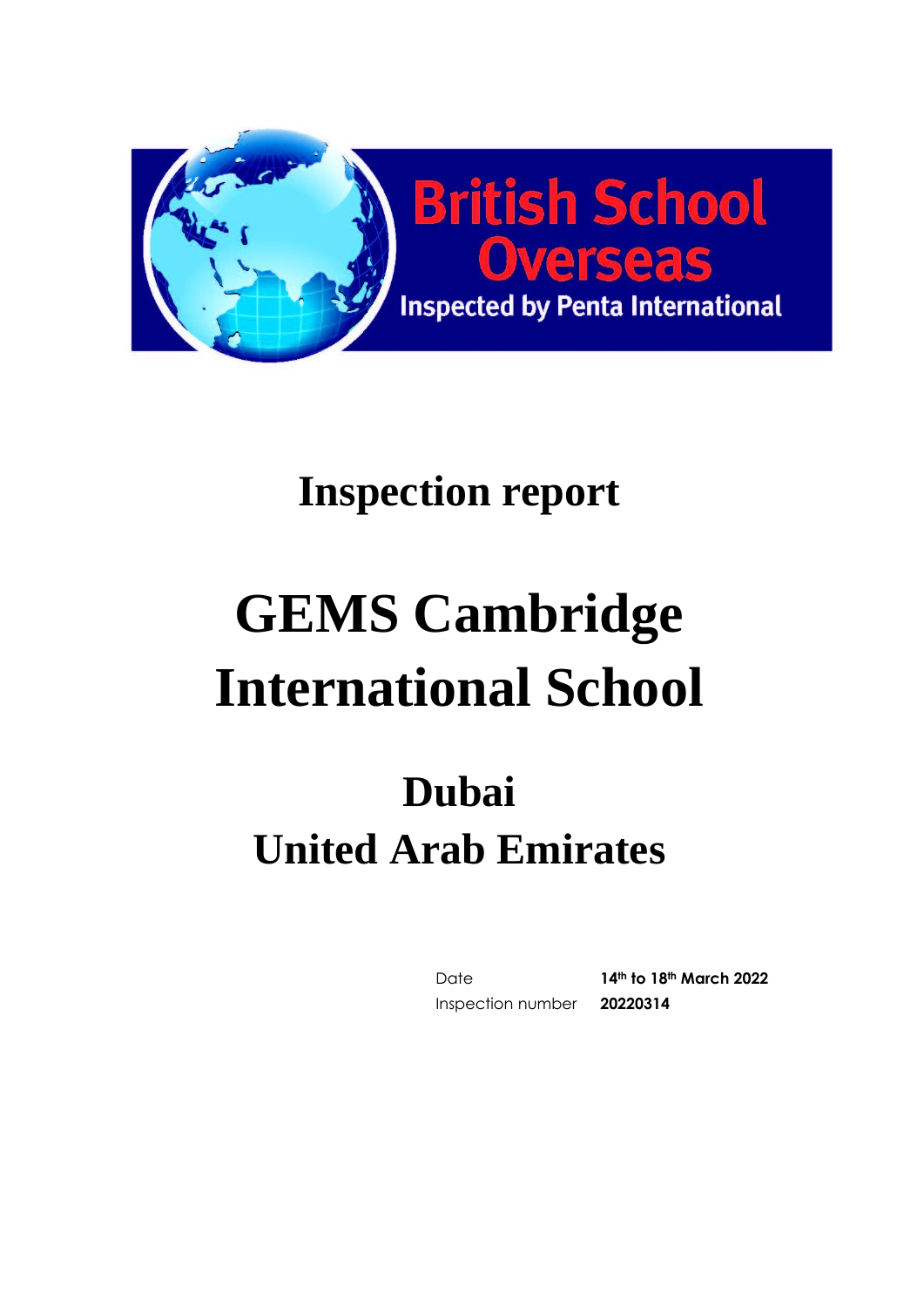British School Overseas

Inspected by Penta International

# Inspection report

# GEMS Cambridge International School

## Dubai
## United Arab Emirates

| | |
|---|---|
| Date | **14th to 18th March 2022** |
| Inspection number | **20220314** |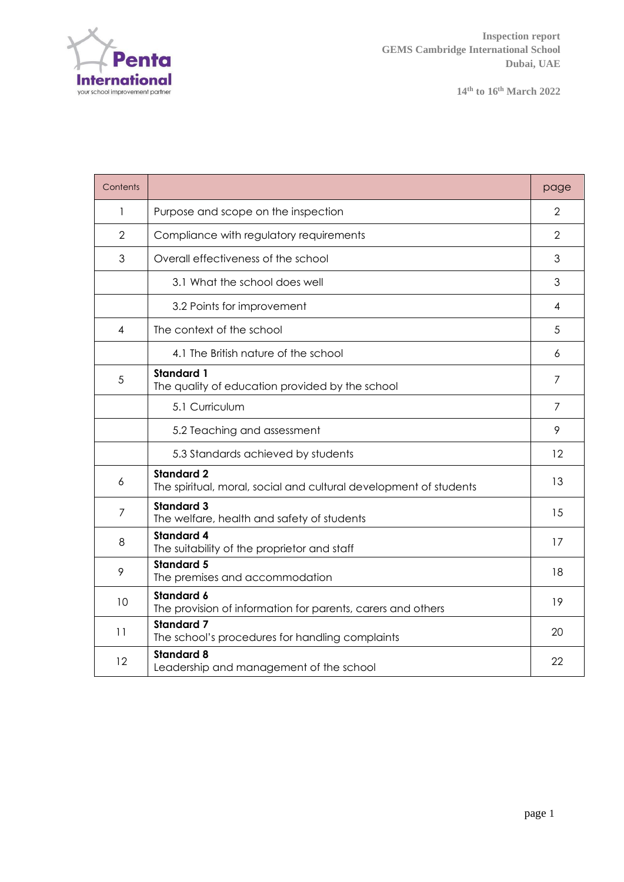| Contents | | page |
|---|---|---|
| 1 | Purpose and scope on the inspection | 2 |
| 2 | Compliance with regulatory requirements | 2 |
| 3 | Overall effectiveness of the school | 3 |
| | 3.1 What the school does well | 3 |
| | 3.2 Points for improvement | 4 |
| 4 | The context of the school | 5 |
| | 4.1 The British nature of the school | 6 |
| 5 | **Standard 1**<br>The quality of education provided by the school | 7 |
| | 5.1 Curriculum | 7 |
| | 5.2 Teaching and assessment | 9 |
| | 5.3 Standards achieved by students | 12 |
| 6 | **Standard 2**<br>The spiritual, moral, social and cultural development of students | 13 |
| 7 | **Standard 3**<br>The welfare, health and safety of students | 15 |
| 8 | **Standard 4**<br>The suitability of the proprietor and staff | 17 |
| 9 | **Standard 5**<br>The premises and accommodation | 18 |
| 10 | **Standard 6**<br>The provision of information for parents, carers and others | 19 |
| 11 | **Standard 7**<br>The school's procedures for handling complaints | 20 |
| 12 | **Standard 8**<br>Leadership and management of the school | 22 |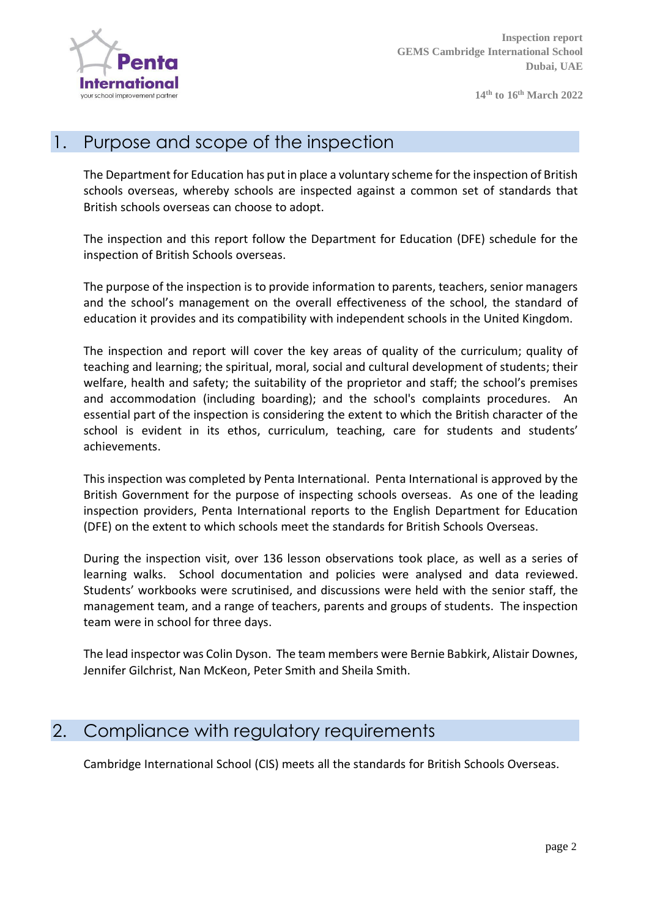## 1. Purpose and scope of the inspection

The Department for Education has put in place a voluntary scheme for the inspection of British schools overseas, whereby schools are inspected against a common set of standards that British schools overseas can choose to adopt.

The inspection and this report follow the Department for Education (DFE) schedule for the inspection of British Schools overseas.

The purpose of the inspection is to provide information to parents, teachers, senior managers and the school's management on the overall effectiveness of the school, the standard of education it provides and its compatibility with independent schools in the United Kingdom.

The inspection and report will cover the key areas of quality of the curriculum; quality of teaching and learning; the spiritual, moral, social and cultural development of students; their welfare, health and safety; the suitability of the proprietor and staff; the school's premises and accommodation (including boarding); and the school's complaints procedures. An essential part of the inspection is considering the extent to which the British character of the school is evident in its ethos, curriculum, teaching, care for students and students' achievements.

This inspection was completed by Penta International. Penta International is approved by the British Government for the purpose of inspecting schools overseas. As one of the leading inspection providers, Penta International reports to the English Department for Education (DFE) on the extent to which schools meet the standards for British Schools Overseas.

During the inspection visit, over 136 lesson observations took place, as well as a series of learning walks. School documentation and policies were analysed and data reviewed. Students' workbooks were scrutinised, and discussions were held with the senior staff, the management team, and a range of teachers, parents and groups of students. The inspection team were in school for three days.

The lead inspector was Colin Dyson. The team members were Bernie Babkirk, Alistair Downes, Jennifer Gilchrist, Nan McKeon, Peter Smith and Sheila Smith.

## 2. Compliance with regulatory requirements

Cambridge International School (CIS) meets all the standards for British Schools Overseas.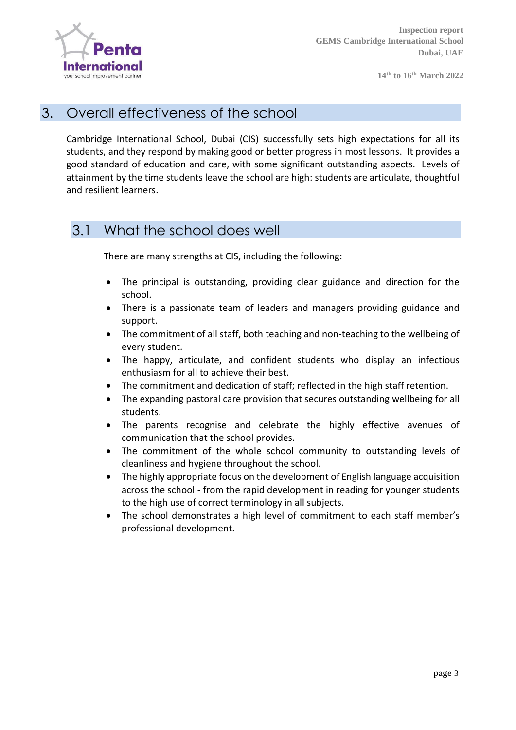## 3. Overall effectiveness of the school

Cambridge International School, Dubai (CIS) successfully sets high expectations for all its students, and they respond by making good or better progress in most lessons. It provides a good standard of education and care, with some significant outstanding aspects. Levels of attainment by the time students leave the school are high: students are articulate, thoughtful and resilient learners.

### 3.1 What the school does well

There are many strengths at CIS, including the following:

- The principal is outstanding, providing clear guidance and direction for the school.
- There is a passionate team of leaders and managers providing guidance and support.
- The commitment of all staff, both teaching and non-teaching to the wellbeing of every student.
- The happy, articulate, and confident students who display an infectious enthusiasm for all to achieve their best.
- The commitment and dedication of staff; reflected in the high staff retention.
- The expanding pastoral care provision that secures outstanding wellbeing for all students.
- The parents recognise and celebrate the highly effective avenues of communication that the school provides.
- The commitment of the whole school community to outstanding levels of cleanliness and hygiene throughout the school.
- The highly appropriate focus on the development of English language acquisition across the school - from the rapid development in reading for younger students to the high use of correct terminology in all subjects.
- The school demonstrates a high level of commitment to each staff member's professional development.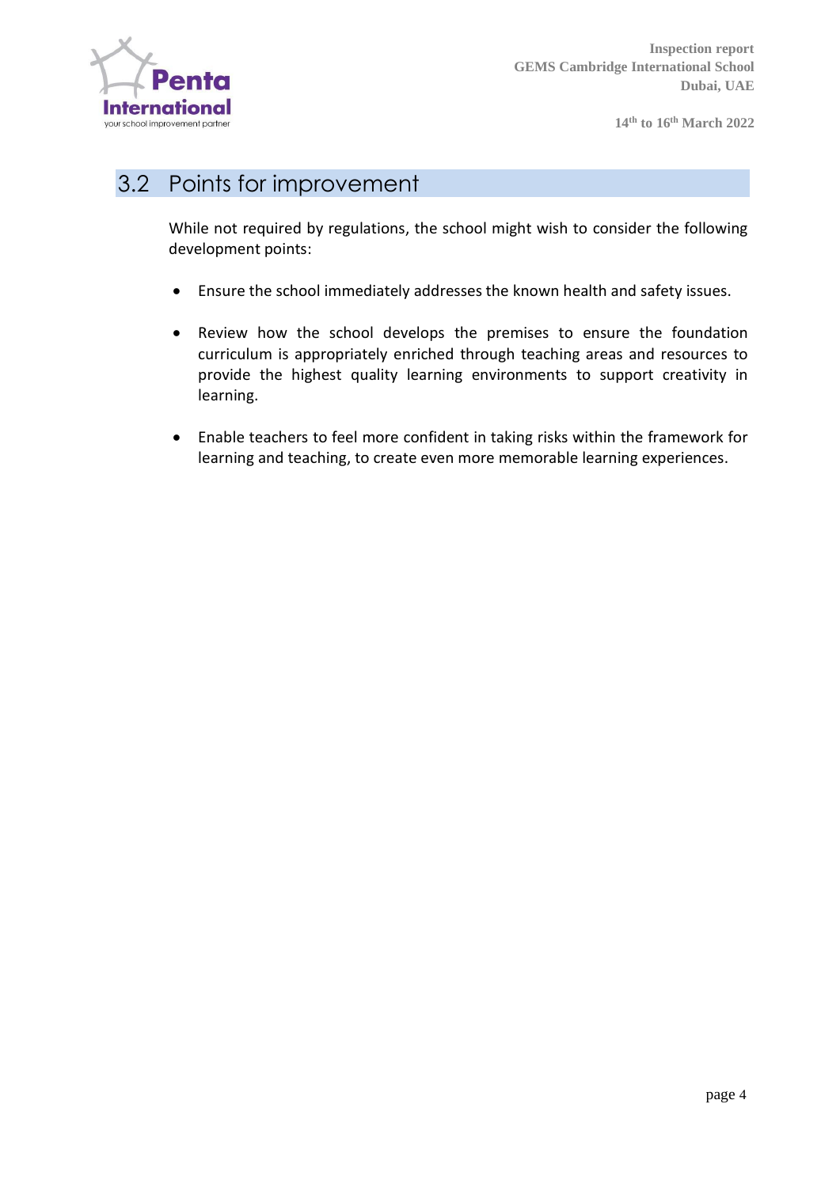## 3.2 Points for improvement

While not required by regulations, the school might wish to consider the following development points:

- Ensure the school immediately addresses the known health and safety issues.
- Review how the school develops the premises to ensure the foundation curriculum is appropriately enriched through teaching areas and resources to provide the highest quality learning environments to support creativity in learning.
- Enable teachers to feel more confident in taking risks within the framework for learning and teaching, to create even more memorable learning experiences.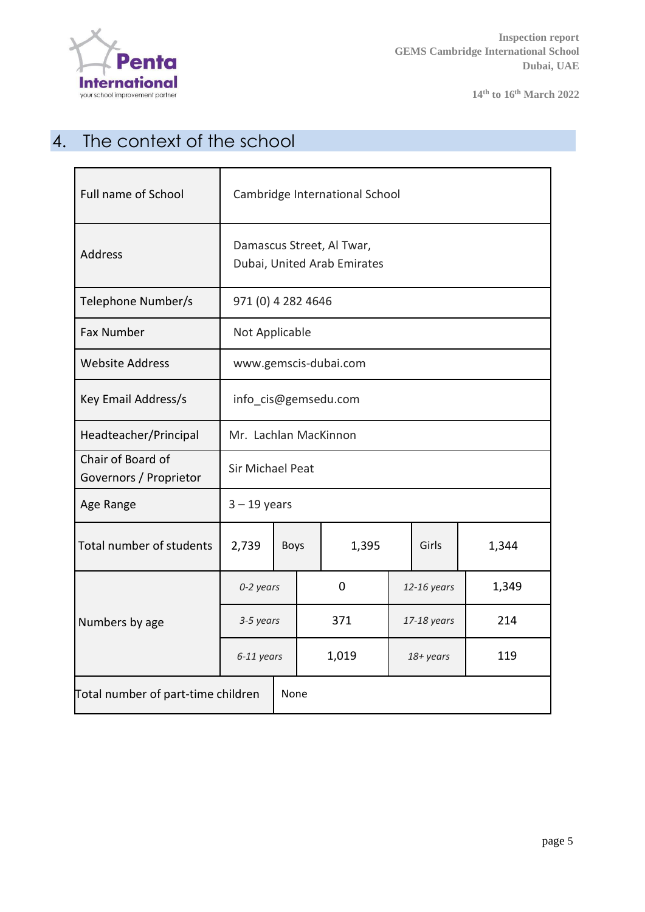## 4. The context of the school

| | | | | | | |
|---|---|---|---|---|---|---|
| Full name of School | Cambridge International School | | | | | |
| Address | Damascus Street, Al Twar, Dubai, United Arab Emirates | | | | | |
| Telephone Number/s | 971 (0) 4 282 4646 | | | | | |
| Fax Number | Not Applicable | | | | | |
| Website Address | www.gemscis-dubai.com | | | | | |
| Key Email Address/s | info_cis@gemsedu.com | | | | | |
| Headteacher/Principal | Mr. Lachlan MacKinnon | | | | | |
| Chair of Board of Governors / Proprietor | Sir Michael Peat | | | | | |
| Age Range | 3 – 19 years | | | | | |
| Total number of students | 2,739 | Boys | 1,395 | Girls | 1,344 | |
| Numbers by age | *0-2 years* | 0 | *12-16 years* | 1,349 | | |
| | *3-5 years* | 371 | *17-18 years* | 214 | | |
| | *6-11 years* | 1,019 | *18+ years* | 119 | | |
| Total number of part-time children | None | | | | | |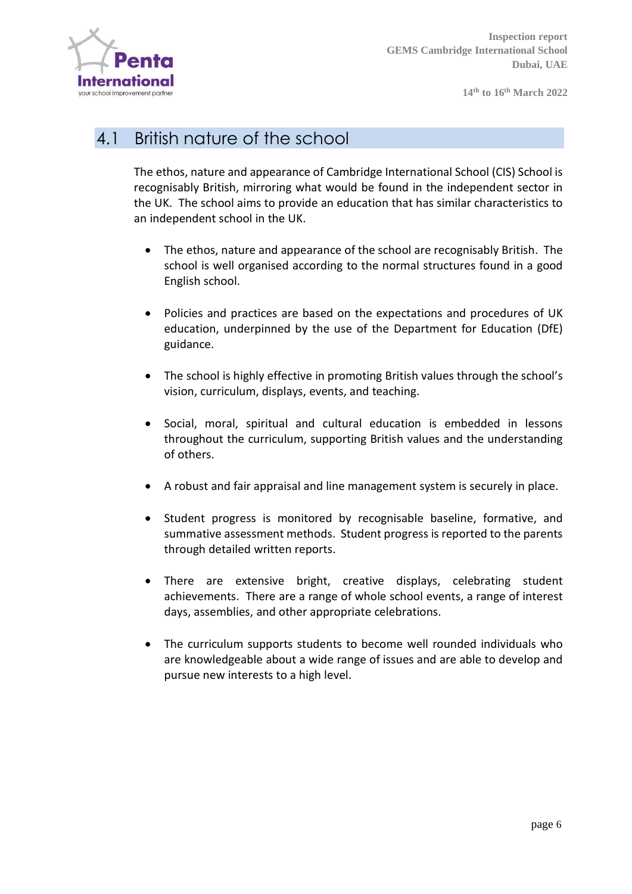## 4.1 British nature of the school

The ethos, nature and appearance of Cambridge International School (CIS) School is recognisably British, mirroring what would be found in the independent sector in the UK. The school aims to provide an education that has similar characteristics to an independent school in the UK.

- The ethos, nature and appearance of the school are recognisably British. The school is well organised according to the normal structures found in a good English school.
- Policies and practices are based on the expectations and procedures of UK education, underpinned by the use of the Department for Education (DfE) guidance.
- The school is highly effective in promoting British values through the school's vision, curriculum, displays, events, and teaching.
- Social, moral, spiritual and cultural education is embedded in lessons throughout the curriculum, supporting British values and the understanding of others.
- A robust and fair appraisal and line management system is securely in place.
- Student progress is monitored by recognisable baseline, formative, and summative assessment methods. Student progress is reported to the parents through detailed written reports.
- There are extensive bright, creative displays, celebrating student achievements. There are a range of whole school events, a range of interest days, assemblies, and other appropriate celebrations.
- The curriculum supports students to become well rounded individuals who are knowledgeable about a wide range of issues and are able to develop and pursue new interests to a high level.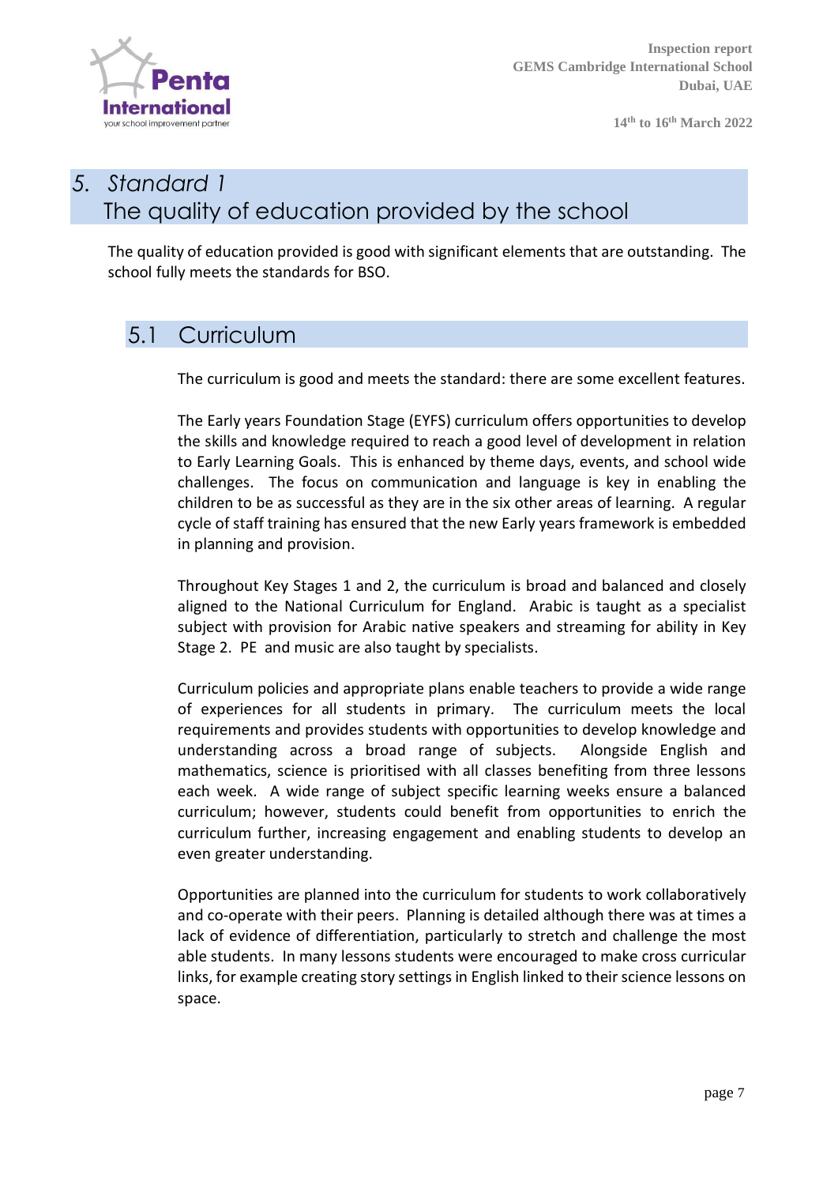# 5. *Standard 1*
# The quality of education provided by the school

The quality of education provided is good with significant elements that are outstanding. The school fully meets the standards for BSO.

## 5.1 Curriculum

The curriculum is good and meets the standard: there are some excellent features.

The Early years Foundation Stage (EYFS) curriculum offers opportunities to develop the skills and knowledge required to reach a good level of development in relation to Early Learning Goals. This is enhanced by theme days, events, and school wide challenges. The focus on communication and language is key in enabling the children to be as successful as they are in the six other areas of learning. A regular cycle of staff training has ensured that the new Early years framework is embedded in planning and provision.

Throughout Key Stages 1 and 2, the curriculum is broad and balanced and closely aligned to the National Curriculum for England. Arabic is taught as a specialist subject with provision for Arabic native speakers and streaming for ability in Key Stage 2. PE and music are also taught by specialists.

Curriculum policies and appropriate plans enable teachers to provide a wide range of experiences for all students in primary. The curriculum meets the local requirements and provides students with opportunities to develop knowledge and understanding across a broad range of subjects. Alongside English and mathematics, science is prioritised with all classes benefiting from three lessons each week. A wide range of subject specific learning weeks ensure a balanced curriculum; however, students could benefit from opportunities to enrich the curriculum further, increasing engagement and enabling students to develop an even greater understanding.

Opportunities are planned into the curriculum for students to work collaboratively and co-operate with their peers. Planning is detailed although there was at times a lack of evidence of differentiation, particularly to stretch and challenge the most able students. In many lessons students were encouraged to make cross curricular links, for example creating story settings in English linked to their science lessons on space.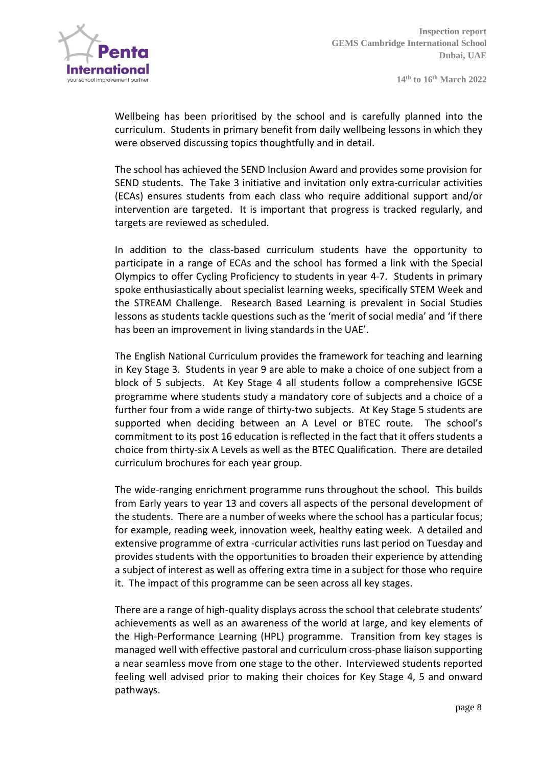Wellbeing has been prioritised by the school and is carefully planned into the curriculum. Students in primary benefit from daily wellbeing lessons in which they were observed discussing topics thoughtfully and in detail.

The school has achieved the SEND Inclusion Award and provides some provision for SEND students. The Take 3 initiative and invitation only extra-curricular activities (ECAs) ensures students from each class who require additional support and/or intervention are targeted. It is important that progress is tracked regularly, and targets are reviewed as scheduled.

In addition to the class-based curriculum students have the opportunity to participate in a range of ECAs and the school has formed a link with the Special Olympics to offer Cycling Proficiency to students in year 4-7. Students in primary spoke enthusiastically about specialist learning weeks, specifically STEM Week and the STREAM Challenge. Research Based Learning is prevalent in Social Studies lessons as students tackle questions such as the 'merit of social media' and 'if there has been an improvement in living standards in the UAE'.

The English National Curriculum provides the framework for teaching and learning in Key Stage 3. Students in year 9 are able to make a choice of one subject from a block of 5 subjects. At Key Stage 4 all students follow a comprehensive IGCSE programme where students study a mandatory core of subjects and a choice of a further four from a wide range of thirty-two subjects. At Key Stage 5 students are supported when deciding between an A Level or BTEC route. The school's commitment to its post 16 education is reflected in the fact that it offers students a choice from thirty-six A Levels as well as the BTEC Qualification. There are detailed curriculum brochures for each year group.

The wide-ranging enrichment programme runs throughout the school. This builds from Early years to year 13 and covers all aspects of the personal development of the students. There are a number of weeks where the school has a particular focus; for example, reading week, innovation week, healthy eating week. A detailed and extensive programme of extra -curricular activities runs last period on Tuesday and provides students with the opportunities to broaden their experience by attending a subject of interest as well as offering extra time in a subject for those who require it. The impact of this programme can be seen across all key stages.

There are a range of high-quality displays across the school that celebrate students' achievements as well as an awareness of the world at large, and key elements of the High-Performance Learning (HPL) programme. Transition from key stages is managed well with effective pastoral and curriculum cross-phase liaison supporting a near seamless move from one stage to the other. Interviewed students reported feeling well advised prior to making their choices for Key Stage 4, 5 and onward pathways.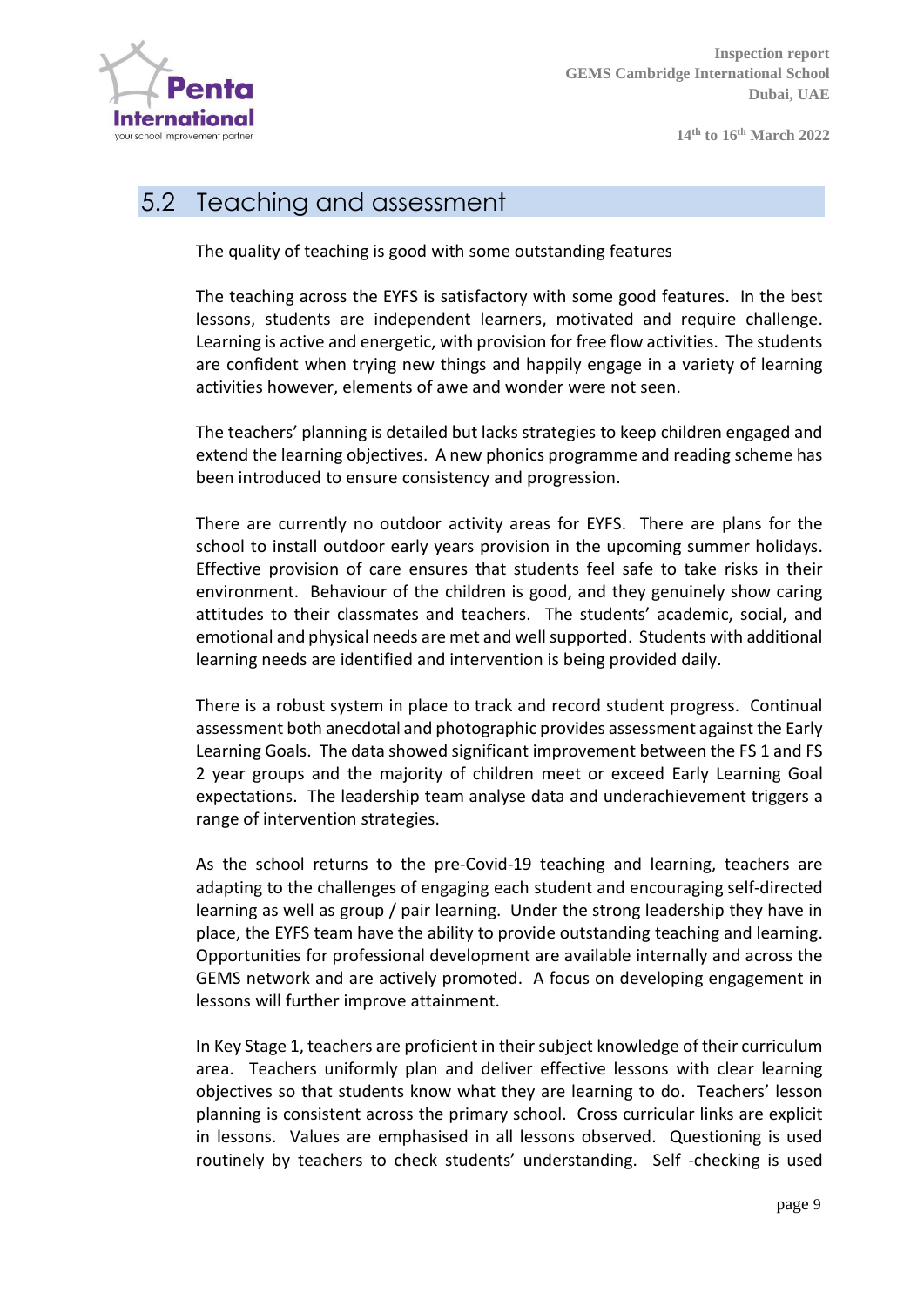## 5.2 Teaching and assessment

The quality of teaching is good with some outstanding features

The teaching across the EYFS is satisfactory with some good features. In the best lessons, students are independent learners, motivated and require challenge. Learning is active and energetic, with provision for free flow activities. The students are confident when trying new things and happily engage in a variety of learning activities however, elements of awe and wonder were not seen.

The teachers' planning is detailed but lacks strategies to keep children engaged and extend the learning objectives. A new phonics programme and reading scheme has been introduced to ensure consistency and progression.

There are currently no outdoor activity areas for EYFS. There are plans for the school to install outdoor early years provision in the upcoming summer holidays. Effective provision of care ensures that students feel safe to take risks in their environment. Behaviour of the children is good, and they genuinely show caring attitudes to their classmates and teachers. The students' academic, social, and emotional and physical needs are met and well supported. Students with additional learning needs are identified and intervention is being provided daily.

There is a robust system in place to track and record student progress. Continual assessment both anecdotal and photographic provides assessment against the Early Learning Goals. The data showed significant improvement between the FS 1 and FS 2 year groups and the majority of children meet or exceed Early Learning Goal expectations. The leadership team analyse data and underachievement triggers a range of intervention strategies.

As the school returns to the pre-Covid-19 teaching and learning, teachers are adapting to the challenges of engaging each student and encouraging self-directed learning as well as group / pair learning. Under the strong leadership they have in place, the EYFS team have the ability to provide outstanding teaching and learning. Opportunities for professional development are available internally and across the GEMS network and are actively promoted. A focus on developing engagement in lessons will further improve attainment.

In Key Stage 1, teachers are proficient in their subject knowledge of their curriculum area. Teachers uniformly plan and deliver effective lessons with clear learning objectives so that students know what they are learning to do. Teachers' lesson planning is consistent across the primary school. Cross curricular links are explicit in lessons. Values are emphasised in all lessons observed. Questioning is used routinely by teachers to check students' understanding. Self -checking is used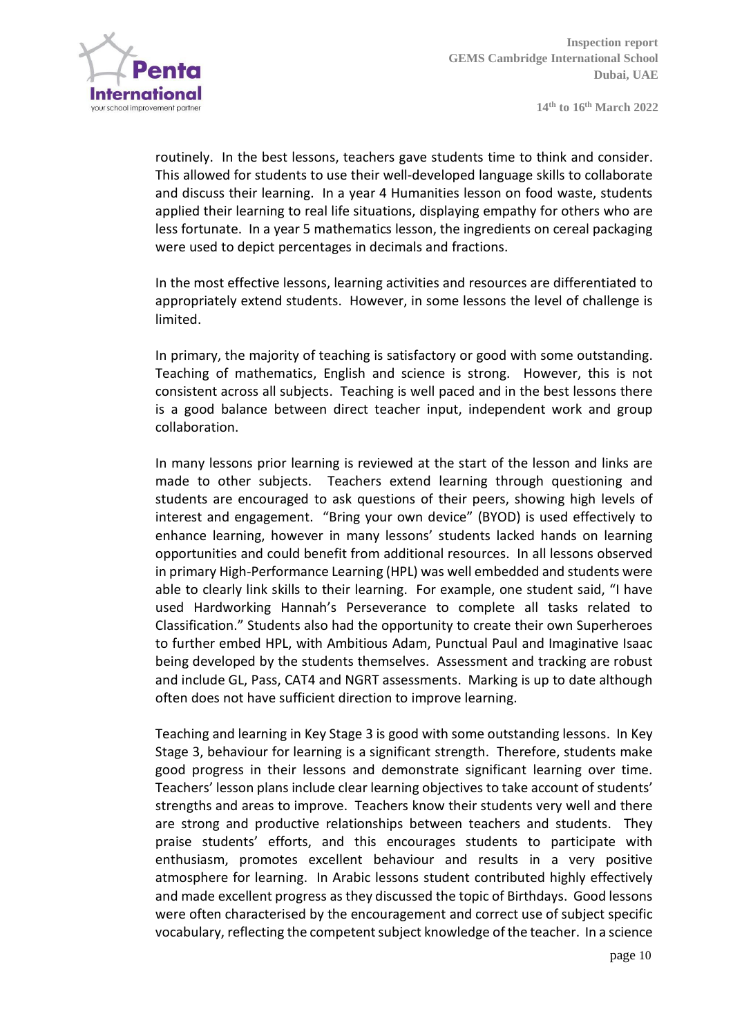routinely. In the best lessons, teachers gave students time to think and consider. This allowed for students to use their well-developed language skills to collaborate and discuss their learning. In a year 4 Humanities lesson on food waste, students applied their learning to real life situations, displaying empathy for others who are less fortunate. In a year 5 mathematics lesson, the ingredients on cereal packaging were used to depict percentages in decimals and fractions.

In the most effective lessons, learning activities and resources are differentiated to appropriately extend students. However, in some lessons the level of challenge is limited.

In primary, the majority of teaching is satisfactory or good with some outstanding. Teaching of mathematics, English and science is strong. However, this is not consistent across all subjects. Teaching is well paced and in the best lessons there is a good balance between direct teacher input, independent work and group collaboration.

In many lessons prior learning is reviewed at the start of the lesson and links are made to other subjects. Teachers extend learning through questioning and students are encouraged to ask questions of their peers, showing high levels of interest and engagement. "Bring your own device" (BYOD) is used effectively to enhance learning, however in many lessons' students lacked hands on learning opportunities and could benefit from additional resources. In all lessons observed in primary High-Performance Learning (HPL) was well embedded and students were able to clearly link skills to their learning. For example, one student said, "I have used Hardworking Hannah's Perseverance to complete all tasks related to Classification." Students also had the opportunity to create their own Superheroes to further embed HPL, with Ambitious Adam, Punctual Paul and Imaginative Isaac being developed by the students themselves. Assessment and tracking are robust and include GL, Pass, CAT4 and NGRT assessments. Marking is up to date although often does not have sufficient direction to improve learning.

Teaching and learning in Key Stage 3 is good with some outstanding lessons. In Key Stage 3, behaviour for learning is a significant strength. Therefore, students make good progress in their lessons and demonstrate significant learning over time. Teachers' lesson plans include clear learning objectives to take account of students' strengths and areas to improve. Teachers know their students very well and there are strong and productive relationships between teachers and students. They praise students' efforts, and this encourages students to participate with enthusiasm, promotes excellent behaviour and results in a very positive atmosphere for learning. In Arabic lessons student contributed highly effectively and made excellent progress as they discussed the topic of Birthdays. Good lessons were often characterised by the encouragement and correct use of subject specific vocabulary, reflecting the competent subject knowledge of the teacher. In a science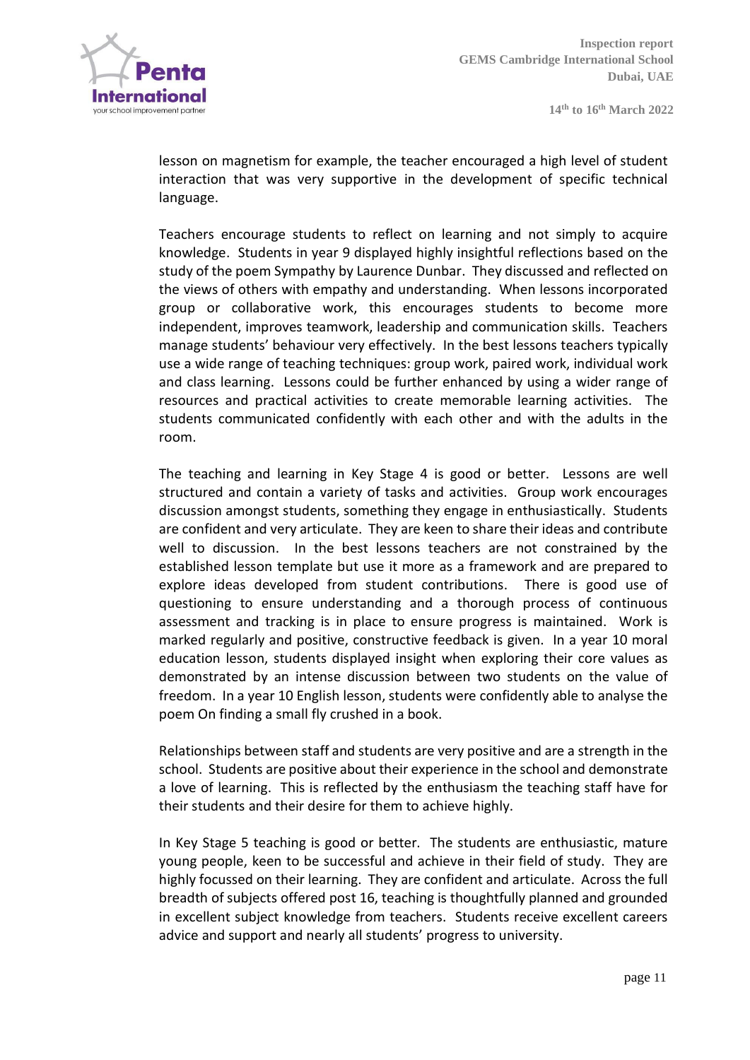lesson on magnetism for example, the teacher encouraged a high level of student interaction that was very supportive in the development of specific technical language.

Teachers encourage students to reflect on learning and not simply to acquire knowledge. Students in year 9 displayed highly insightful reflections based on the study of the poem Sympathy by Laurence Dunbar. They discussed and reflected on the views of others with empathy and understanding. When lessons incorporated group or collaborative work, this encourages students to become more independent, improves teamwork, leadership and communication skills. Teachers manage students' behaviour very effectively. In the best lessons teachers typically use a wide range of teaching techniques: group work, paired work, individual work and class learning. Lessons could be further enhanced by using a wider range of resources and practical activities to create memorable learning activities. The students communicated confidently with each other and with the adults in the room.

The teaching and learning in Key Stage 4 is good or better. Lessons are well structured and contain a variety of tasks and activities. Group work encourages discussion amongst students, something they engage in enthusiastically. Students are confident and very articulate. They are keen to share their ideas and contribute well to discussion. In the best lessons teachers are not constrained by the established lesson template but use it more as a framework and are prepared to explore ideas developed from student contributions. There is good use of questioning to ensure understanding and a thorough process of continuous assessment and tracking is in place to ensure progress is maintained. Work is marked regularly and positive, constructive feedback is given. In a year 10 moral education lesson, students displayed insight when exploring their core values as demonstrated by an intense discussion between two students on the value of freedom. In a year 10 English lesson, students were confidently able to analyse the poem On finding a small fly crushed in a book.

Relationships between staff and students are very positive and are a strength in the school. Students are positive about their experience in the school and demonstrate a love of learning. This is reflected by the enthusiasm the teaching staff have for their students and their desire for them to achieve highly.

In Key Stage 5 teaching is good or better. The students are enthusiastic, mature young people, keen to be successful and achieve in their field of study. They are highly focussed on their learning. They are confident and articulate. Across the full breadth of subjects offered post 16, teaching is thoughtfully planned and grounded in excellent subject knowledge from teachers. Students receive excellent careers advice and support and nearly all students' progress to university.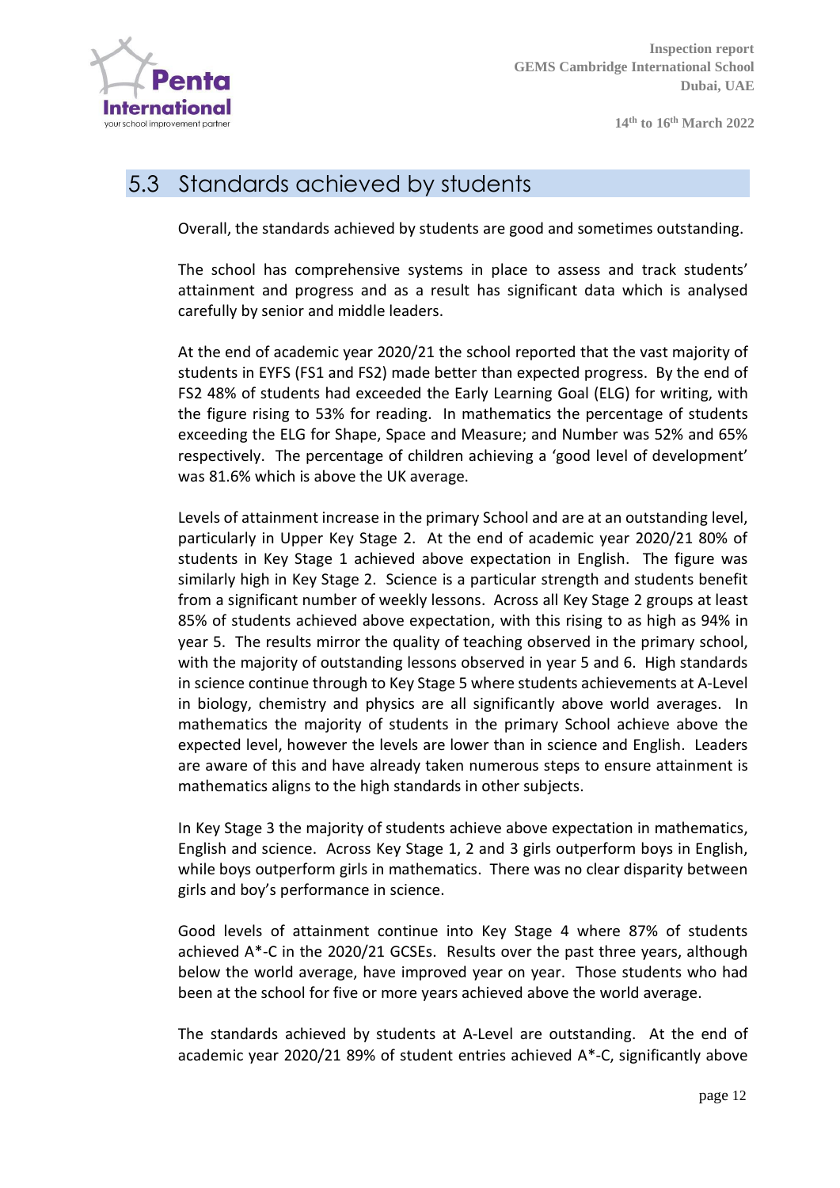## 5.3 Standards achieved by students

Overall, the standards achieved by students are good and sometimes outstanding.

The school has comprehensive systems in place to assess and track students' attainment and progress and as a result has significant data which is analysed carefully by senior and middle leaders.

At the end of academic year 2020/21 the school reported that the vast majority of students in EYFS (FS1 and FS2) made better than expected progress. By the end of FS2 48% of students had exceeded the Early Learning Goal (ELG) for writing, with the figure rising to 53% for reading. In mathematics the percentage of students exceeding the ELG for Shape, Space and Measure; and Number was 52% and 65% respectively. The percentage of children achieving a 'good level of development' was 81.6% which is above the UK average.

Levels of attainment increase in the primary School and are at an outstanding level, particularly in Upper Key Stage 2. At the end of academic year 2020/21 80% of students in Key Stage 1 achieved above expectation in English. The figure was similarly high in Key Stage 2. Science is a particular strength and students benefit from a significant number of weekly lessons. Across all Key Stage 2 groups at least 85% of students achieved above expectation, with this rising to as high as 94% in year 5. The results mirror the quality of teaching observed in the primary school, with the majority of outstanding lessons observed in year 5 and 6. High standards in science continue through to Key Stage 5 where students achievements at A-Level in biology, chemistry and physics are all significantly above world averages. In mathematics the majority of students in the primary School achieve above the expected level, however the levels are lower than in science and English. Leaders are aware of this and have already taken numerous steps to ensure attainment is mathematics aligns to the high standards in other subjects.

In Key Stage 3 the majority of students achieve above expectation in mathematics, English and science. Across Key Stage 1, 2 and 3 girls outperform boys in English, while boys outperform girls in mathematics. There was no clear disparity between girls and boy's performance in science.

Good levels of attainment continue into Key Stage 4 where 87% of students achieved A*-C in the 2020/21 GCSEs. Results over the past three years, although below the world average, have improved year on year. Those students who had been at the school for five or more years achieved above the world average.

The standards achieved by students at A-Level are outstanding. At the end of academic year 2020/21 89% of student entries achieved A*-C, significantly above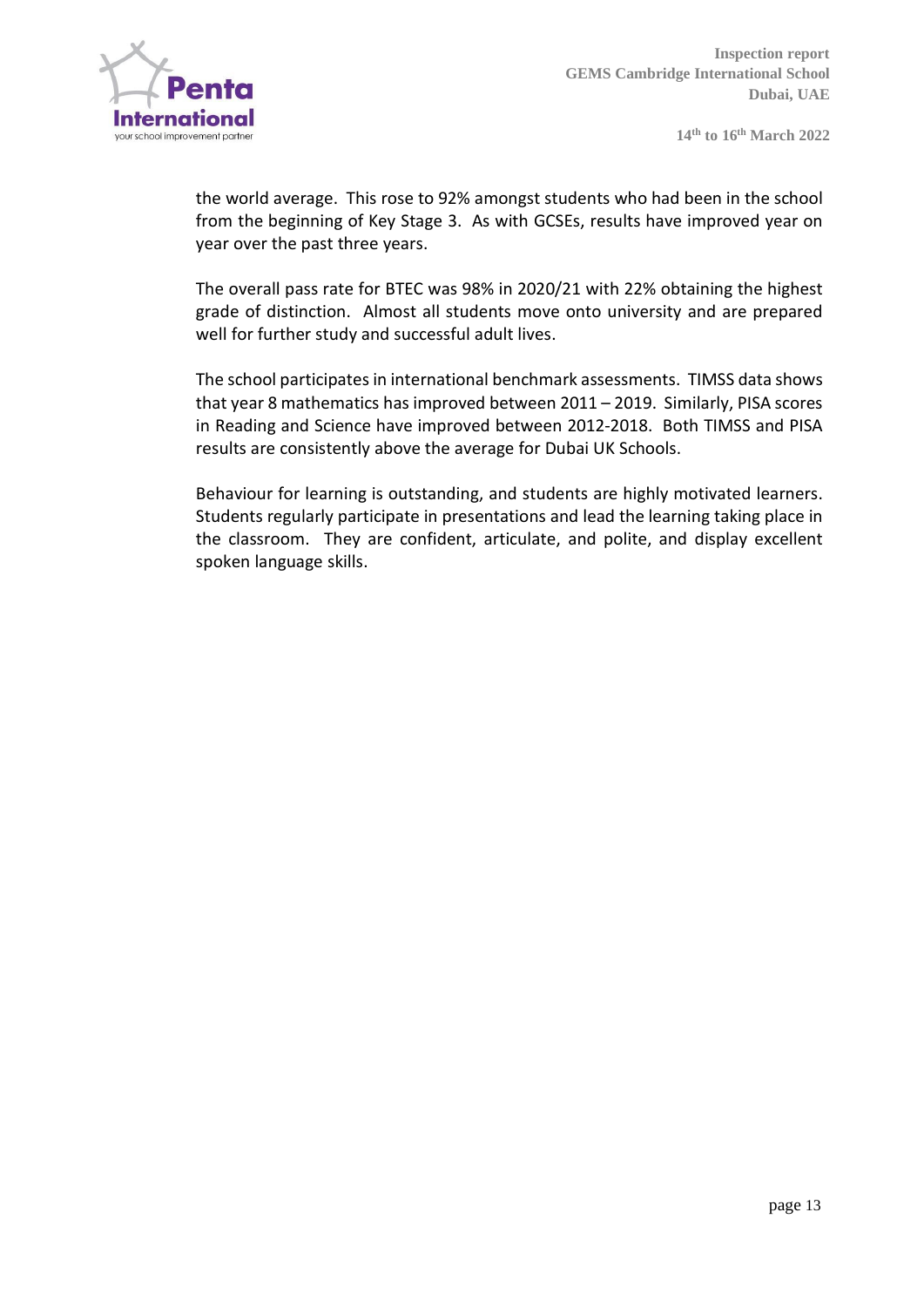the world average. This rose to 92% amongst students who had been in the school from the beginning of Key Stage 3. As with GCSEs, results have improved year on year over the past three years.

The overall pass rate for BTEC was 98% in 2020/21 with 22% obtaining the highest grade of distinction. Almost all students move onto university and are prepared well for further study and successful adult lives.

The school participates in international benchmark assessments. TIMSS data shows that year 8 mathematics has improved between 2011 – 2019. Similarly, PISA scores in Reading and Science have improved between 2012-2018. Both TIMSS and PISA results are consistently above the average for Dubai UK Schools.

Behaviour for learning is outstanding, and students are highly motivated learners. Students regularly participate in presentations and lead the learning taking place in the classroom. They are confident, articulate, and polite, and display excellent spoken language skills.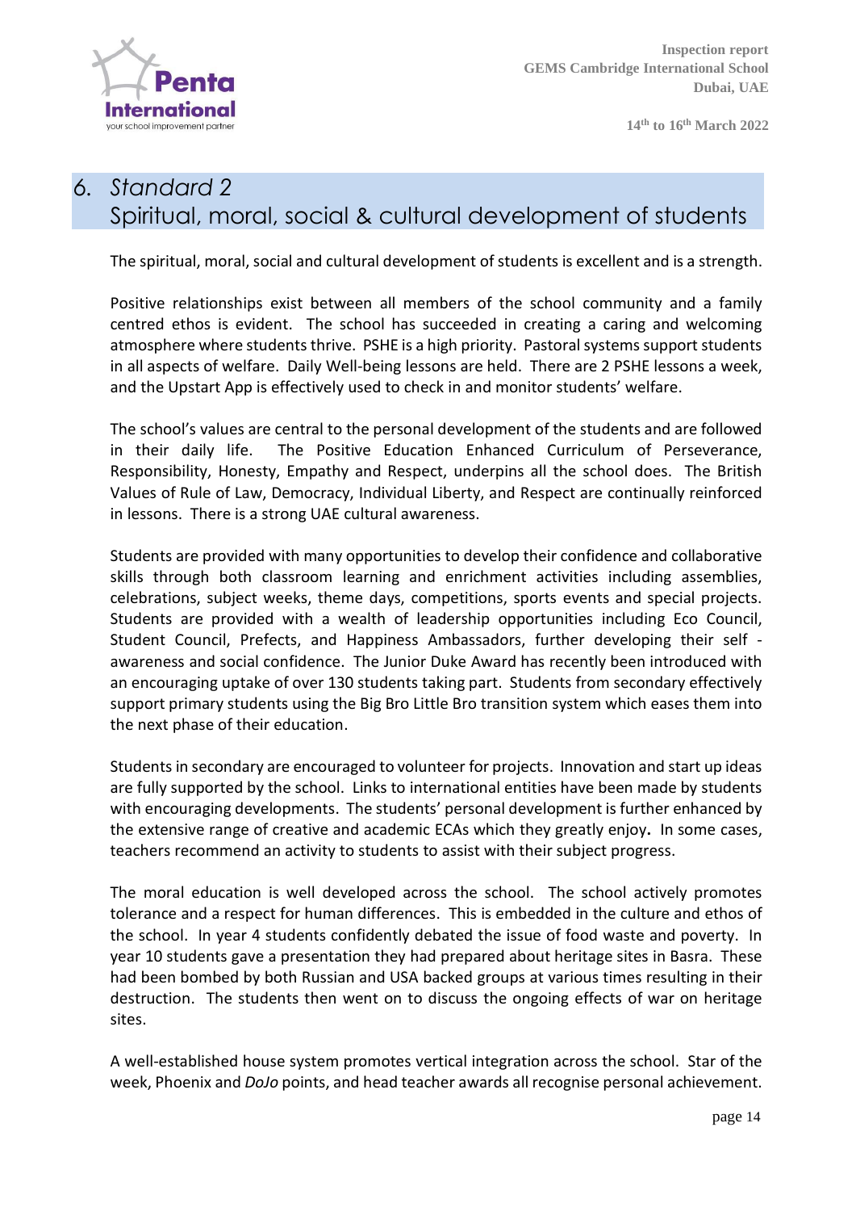# 6. *Standard 2*
# Spiritual, moral, social & cultural development of students

The spiritual, moral, social and cultural development of students is excellent and is a strength.

Positive relationships exist between all members of the school community and a family centred ethos is evident. The school has succeeded in creating a caring and welcoming atmosphere where students thrive. PSHE is a high priority. Pastoral systems support students in all aspects of welfare. Daily Well-being lessons are held. There are 2 PSHE lessons a week, and the Upstart App is effectively used to check in and monitor students' welfare.

The school's values are central to the personal development of the students and are followed in their daily life. The Positive Education Enhanced Curriculum of Perseverance, Responsibility, Honesty, Empathy and Respect, underpins all the school does. The British Values of Rule of Law, Democracy, Individual Liberty, and Respect are continually reinforced in lessons. There is a strong UAE cultural awareness.

Students are provided with many opportunities to develop their confidence and collaborative skills through both classroom learning and enrichment activities including assemblies, celebrations, subject weeks, theme days, competitions, sports events and special projects. Students are provided with a wealth of leadership opportunities including Eco Council, Student Council, Prefects, and Happiness Ambassadors, further developing their self - awareness and social confidence. The Junior Duke Award has recently been introduced with an encouraging uptake of over 130 students taking part. Students from secondary effectively support primary students using the Big Bro Little Bro transition system which eases them into the next phase of their education.

Students in secondary are encouraged to volunteer for projects. Innovation and start up ideas are fully supported by the school. Links to international entities have been made by students with encouraging developments. The students' personal development is further enhanced by the extensive range of creative and academic ECAs which they greatly enjoy**.** In some cases, teachers recommend an activity to students to assist with their subject progress.

The moral education is well developed across the school. The school actively promotes tolerance and a respect for human differences. This is embedded in the culture and ethos of the school. In year 4 students confidently debated the issue of food waste and poverty. In year 10 students gave a presentation they had prepared about heritage sites in Basra. These had been bombed by both Russian and USA backed groups at various times resulting in their destruction. The students then went on to discuss the ongoing effects of war on heritage sites.

A well-established house system promotes vertical integration across the school. Star of the week, Phoenix and *DoJo* points, and head teacher awards all recognise personal achievement.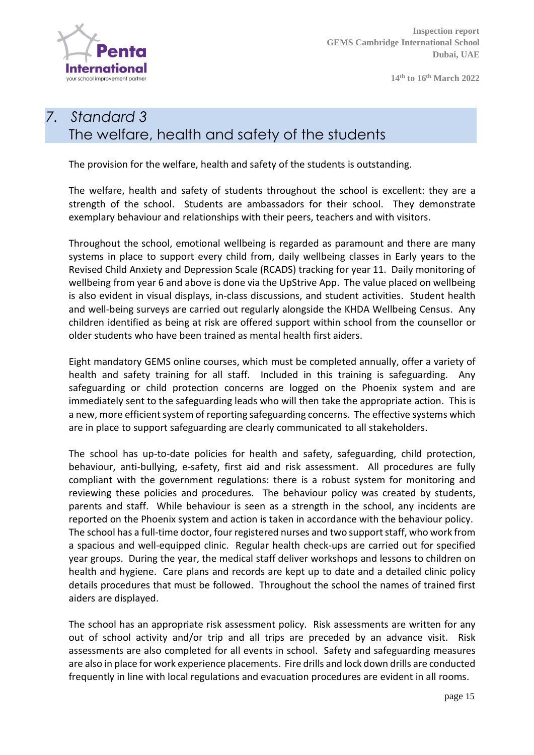## 7. *Standard 3*
## The welfare, health and safety of the students

The provision for the welfare, health and safety of the students is outstanding.

The welfare, health and safety of students throughout the school is excellent: they are a strength of the school. Students are ambassadors for their school. They demonstrate exemplary behaviour and relationships with their peers, teachers and with visitors.

Throughout the school, emotional wellbeing is regarded as paramount and there are many systems in place to support every child from, daily wellbeing classes in Early years to the Revised Child Anxiety and Depression Scale (RCADS) tracking for year 11. Daily monitoring of wellbeing from year 6 and above is done via the UpStrive App. The value placed on wellbeing is also evident in visual displays, in-class discussions, and student activities. Student health and well-being surveys are carried out regularly alongside the KHDA Wellbeing Census. Any children identified as being at risk are offered support within school from the counsellor or older students who have been trained as mental health first aiders.

Eight mandatory GEMS online courses, which must be completed annually, offer a variety of health and safety training for all staff. Included in this training is safeguarding. Any safeguarding or child protection concerns are logged on the Phoenix system and are immediately sent to the safeguarding leads who will then take the appropriate action. This is a new, more efficient system of reporting safeguarding concerns. The effective systems which are in place to support safeguarding are clearly communicated to all stakeholders.

The school has up-to-date policies for health and safety, safeguarding, child protection, behaviour, anti-bullying, e-safety, first aid and risk assessment. All procedures are fully compliant with the government regulations: there is a robust system for monitoring and reviewing these policies and procedures. The behaviour policy was created by students, parents and staff. While behaviour is seen as a strength in the school, any incidents are reported on the Phoenix system and action is taken in accordance with the behaviour policy. The school has a full-time doctor, four registered nurses and two support staff, who work from a spacious and well-equipped clinic. Regular health check-ups are carried out for specified year groups. During the year, the medical staff deliver workshops and lessons to children on health and hygiene. Care plans and records are kept up to date and a detailed clinic policy details procedures that must be followed. Throughout the school the names of trained first aiders are displayed.

The school has an appropriate risk assessment policy. Risk assessments are written for any out of school activity and/or trip and all trips are preceded by an advance visit. Risk assessments are also completed for all events in school. Safety and safeguarding measures are also in place for work experience placements. Fire drills and lock down drills are conducted frequently in line with local regulations and evacuation procedures are evident in all rooms.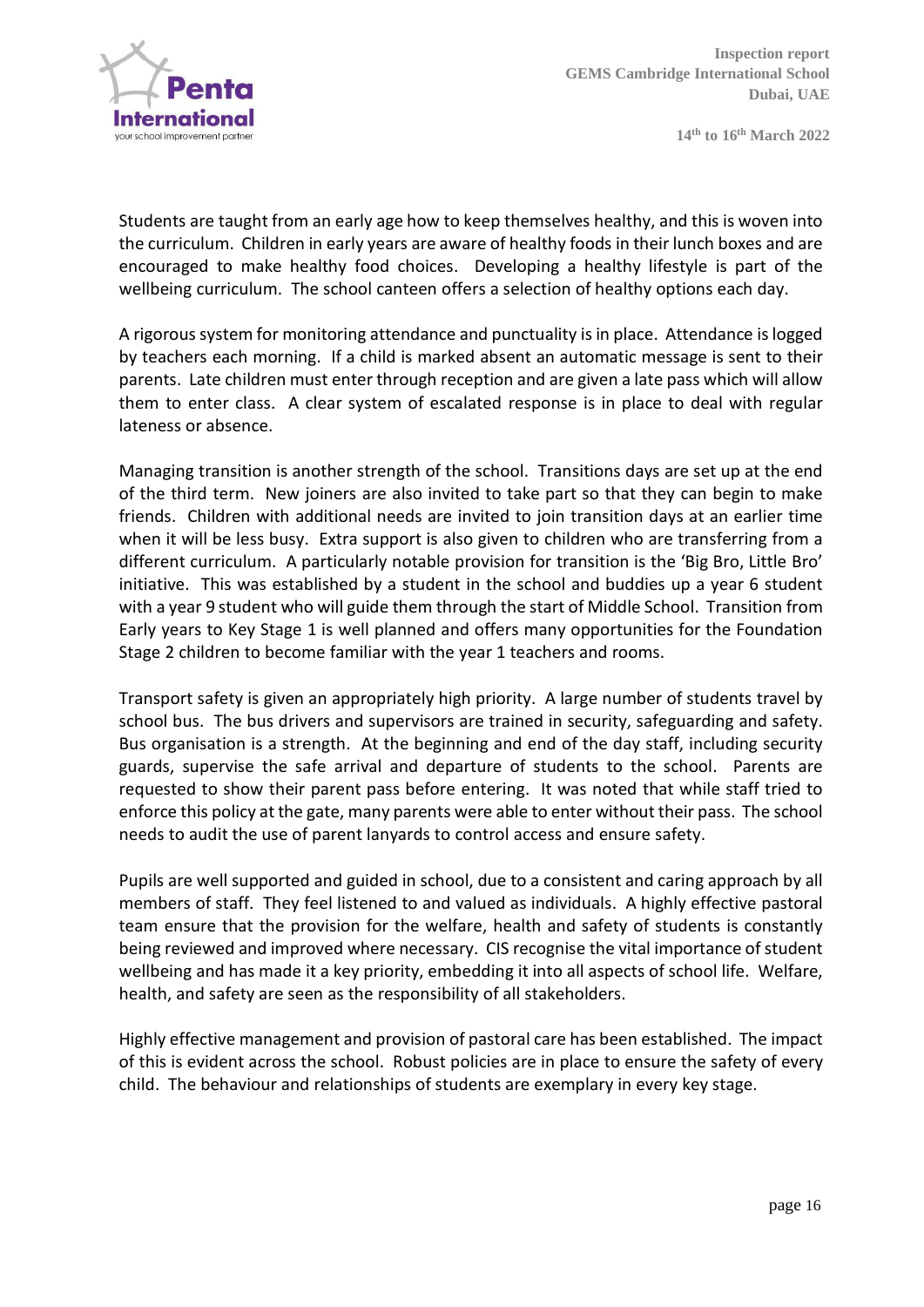Students are taught from an early age how to keep themselves healthy, and this is woven into the curriculum. Children in early years are aware of healthy foods in their lunch boxes and are encouraged to make healthy food choices. Developing a healthy lifestyle is part of the wellbeing curriculum. The school canteen offers a selection of healthy options each day.

A rigorous system for monitoring attendance and punctuality is in place. Attendance is logged by teachers each morning. If a child is marked absent an automatic message is sent to their parents. Late children must enter through reception and are given a late pass which will allow them to enter class. A clear system of escalated response is in place to deal with regular lateness or absence.

Managing transition is another strength of the school. Transitions days are set up at the end of the third term. New joiners are also invited to take part so that they can begin to make friends. Children with additional needs are invited to join transition days at an earlier time when it will be less busy. Extra support is also given to children who are transferring from a different curriculum. A particularly notable provision for transition is the 'Big Bro, Little Bro' initiative. This was established by a student in the school and buddies up a year 6 student with a year 9 student who will guide them through the start of Middle School. Transition from Early years to Key Stage 1 is well planned and offers many opportunities for the Foundation Stage 2 children to become familiar with the year 1 teachers and rooms.

Transport safety is given an appropriately high priority. A large number of students travel by school bus. The bus drivers and supervisors are trained in security, safeguarding and safety. Bus organisation is a strength. At the beginning and end of the day staff, including security guards, supervise the safe arrival and departure of students to the school. Parents are requested to show their parent pass before entering. It was noted that while staff tried to enforce this policy at the gate, many parents were able to enter without their pass. The school needs to audit the use of parent lanyards to control access and ensure safety.

Pupils are well supported and guided in school, due to a consistent and caring approach by all members of staff. They feel listened to and valued as individuals. A highly effective pastoral team ensure that the provision for the welfare, health and safety of students is constantly being reviewed and improved where necessary. CIS recognise the vital importance of student wellbeing and has made it a key priority, embedding it into all aspects of school life. Welfare, health, and safety are seen as the responsibility of all stakeholders.

Highly effective management and provision of pastoral care has been established. The impact of this is evident across the school. Robust policies are in place to ensure the safety of every child. The behaviour and relationships of students are exemplary in every key stage.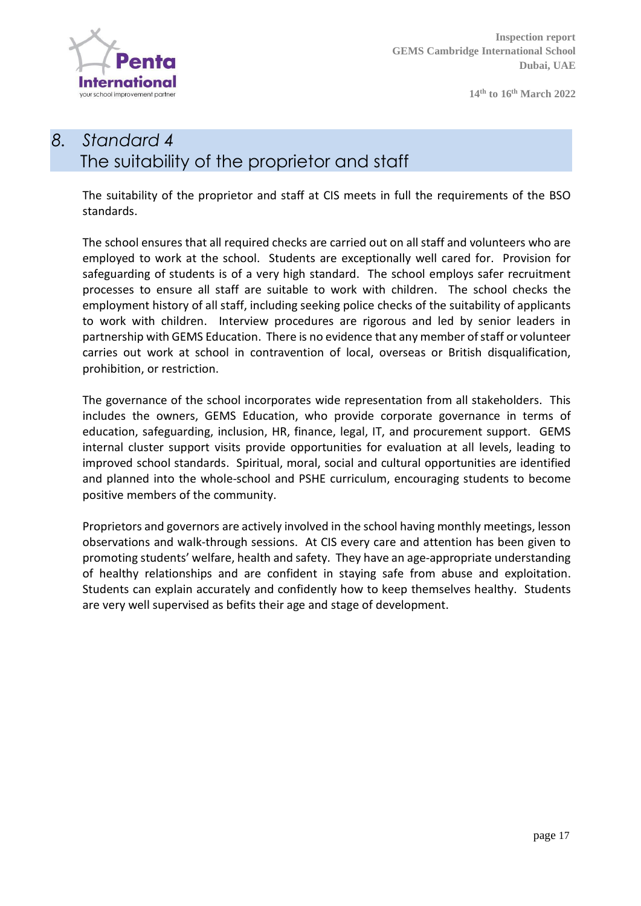## 8. *Standard 4*
## The suitability of the proprietor and staff

The suitability of the proprietor and staff at CIS meets in full the requirements of the BSO standards.

The school ensures that all required checks are carried out on all staff and volunteers who are employed to work at the school. Students are exceptionally well cared for. Provision for safeguarding of students is of a very high standard. The school employs safer recruitment processes to ensure all staff are suitable to work with children. The school checks the employment history of all staff, including seeking police checks of the suitability of applicants to work with children. Interview procedures are rigorous and led by senior leaders in partnership with GEMS Education. There is no evidence that any member of staff or volunteer carries out work at school in contravention of local, overseas or British disqualification, prohibition, or restriction.

The governance of the school incorporates wide representation from all stakeholders. This includes the owners, GEMS Education, who provide corporate governance in terms of education, safeguarding, inclusion, HR, finance, legal, IT, and procurement support. GEMS internal cluster support visits provide opportunities for evaluation at all levels, leading to improved school standards. Spiritual, moral, social and cultural opportunities are identified and planned into the whole-school and PSHE curriculum, encouraging students to become positive members of the community.

Proprietors and governors are actively involved in the school having monthly meetings, lesson observations and walk-through sessions. At CIS every care and attention has been given to promoting students' welfare, health and safety. They have an age-appropriate understanding of healthy relationships and are confident in staying safe from abuse and exploitation. Students can explain accurately and confidently how to keep themselves healthy. Students are very well supervised as befits their age and stage of development.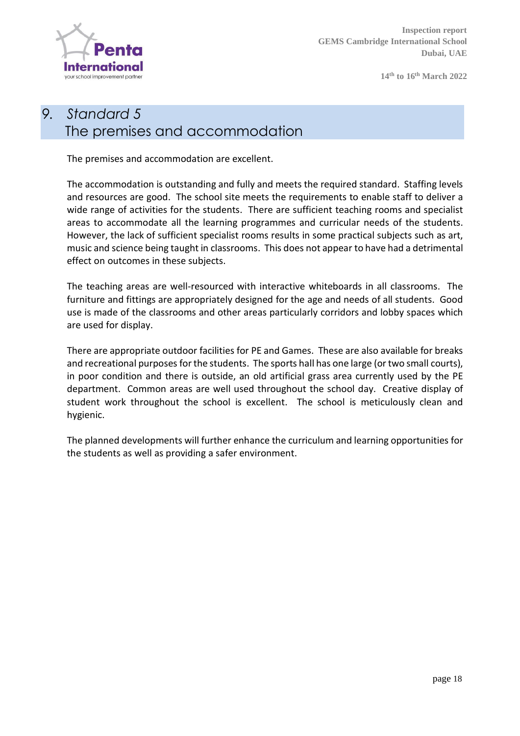# 9. *Standard 5*
# The premises and accommodation

The premises and accommodation are excellent.

The accommodation is outstanding and fully and meets the required standard. Staffing levels and resources are good. The school site meets the requirements to enable staff to deliver a wide range of activities for the students. There are sufficient teaching rooms and specialist areas to accommodate all the learning programmes and curricular needs of the students. However, the lack of sufficient specialist rooms results in some practical subjects such as art, music and science being taught in classrooms. This does not appear to have had a detrimental effect on outcomes in these subjects.

The teaching areas are well-resourced with interactive whiteboards in all classrooms. The furniture and fittings are appropriately designed for the age and needs of all students. Good use is made of the classrooms and other areas particularly corridors and lobby spaces which are used for display.

There are appropriate outdoor facilities for PE and Games. These are also available for breaks and recreational purposes for the students. The sports hall has one large (or two small courts), in poor condition and there is outside, an old artificial grass area currently used by the PE department. Common areas are well used throughout the school day. Creative display of student work throughout the school is excellent. The school is meticulously clean and hygienic.

The planned developments will further enhance the curriculum and learning opportunities for the students as well as providing a safer environment.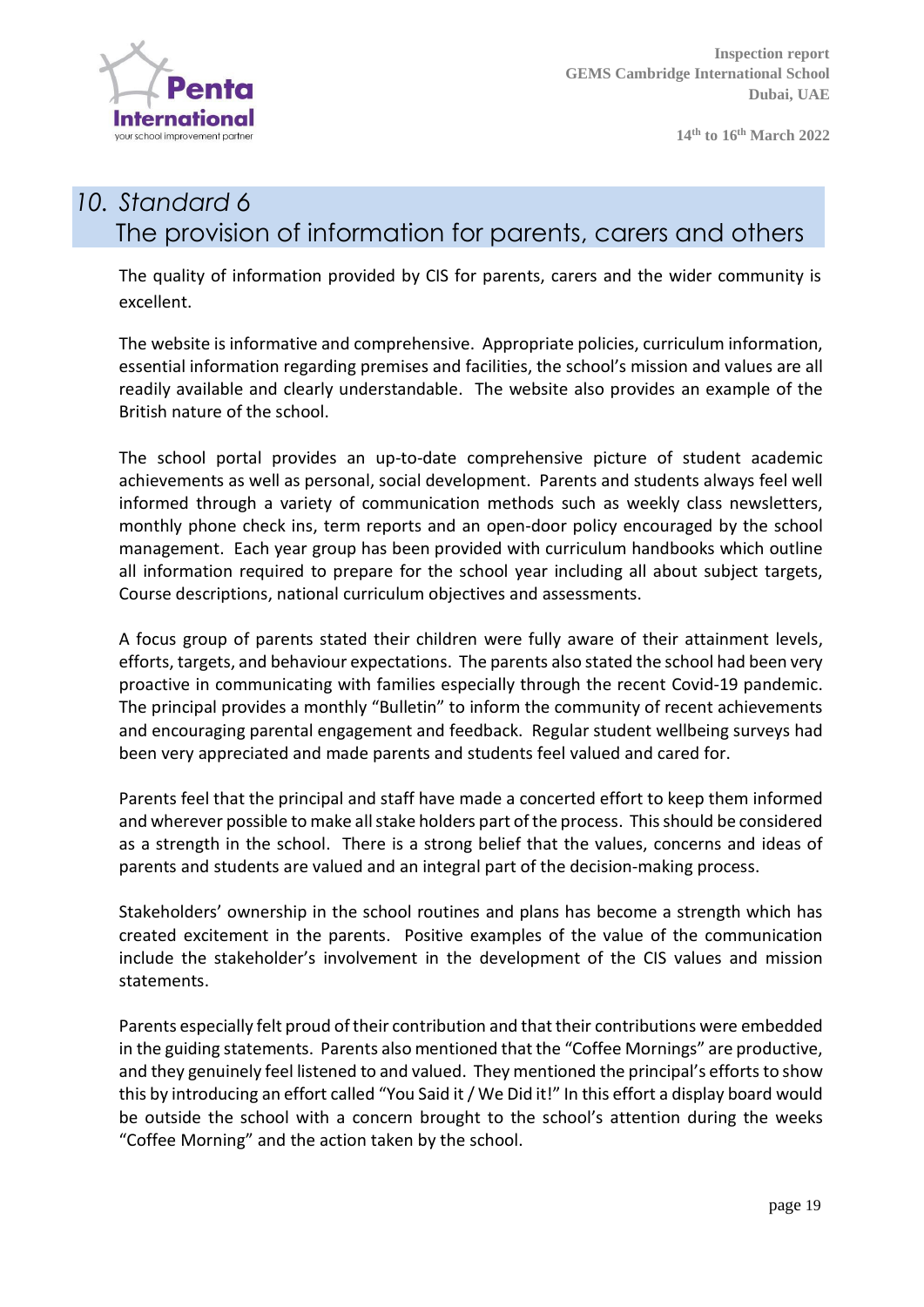# 10. Standard 6
## The provision of information for parents, carers and others

The quality of information provided by CIS for parents, carers and the wider community is excellent.

The website is informative and comprehensive. Appropriate policies, curriculum information, essential information regarding premises and facilities, the school's mission and values are all readily available and clearly understandable. The website also provides an example of the British nature of the school.

The school portal provides an up-to-date comprehensive picture of student academic achievements as well as personal, social development. Parents and students always feel well informed through a variety of communication methods such as weekly class newsletters, monthly phone check ins, term reports and an open-door policy encouraged by the school management. Each year group has been provided with curriculum handbooks which outline all information required to prepare for the school year including all about subject targets, Course descriptions, national curriculum objectives and assessments.

A focus group of parents stated their children were fully aware of their attainment levels, efforts, targets, and behaviour expectations. The parents also stated the school had been very proactive in communicating with families especially through the recent Covid-19 pandemic. The principal provides a monthly "Bulletin" to inform the community of recent achievements and encouraging parental engagement and feedback. Regular student wellbeing surveys had been very appreciated and made parents and students feel valued and cared for.

Parents feel that the principal and staff have made a concerted effort to keep them informed and wherever possible to make all stake holders part of the process. This should be considered as a strength in the school. There is a strong belief that the values, concerns and ideas of parents and students are valued and an integral part of the decision-making process.

Stakeholders' ownership in the school routines and plans has become a strength which has created excitement in the parents. Positive examples of the value of the communication include the stakeholder's involvement in the development of the CIS values and mission statements.

Parents especially felt proud of their contribution and that their contributions were embedded in the guiding statements. Parents also mentioned that the "Coffee Mornings" are productive, and they genuinely feel listened to and valued. They mentioned the principal's efforts to show this by introducing an effort called "You Said it / We Did it!" In this effort a display board would be outside the school with a concern brought to the school's attention during the weeks "Coffee Morning" and the action taken by the school.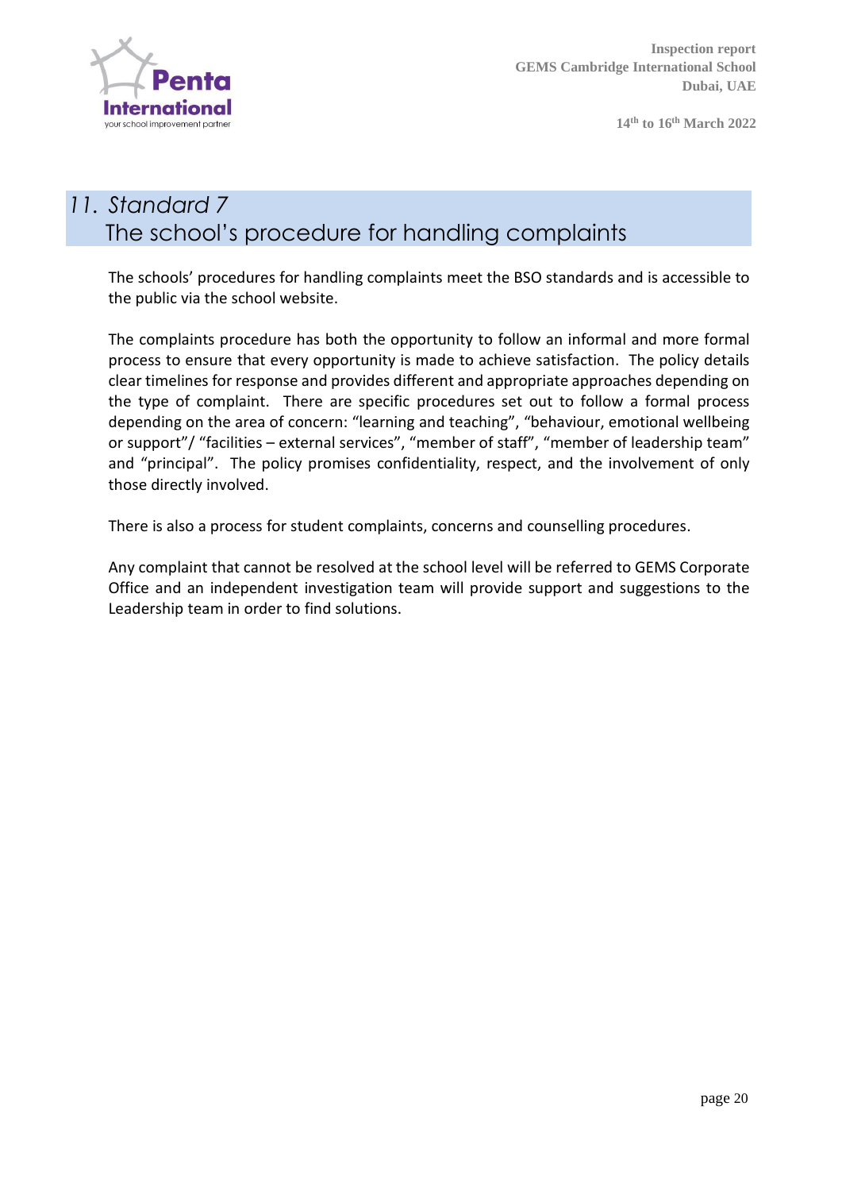## 11. *Standard 7*

## The school's procedure for handling complaints

The schools' procedures for handling complaints meet the BSO standards and is accessible to the public via the school website.

The complaints procedure has both the opportunity to follow an informal and more formal process to ensure that every opportunity is made to achieve satisfaction. The policy details clear timelines for response and provides different and appropriate approaches depending on the type of complaint. There are specific procedures set out to follow a formal process depending on the area of concern: "learning and teaching", "behaviour, emotional wellbeing or support"/ "facilities – external services", "member of staff", "member of leadership team" and "principal". The policy promises confidentiality, respect, and the involvement of only those directly involved.

There is also a process for student complaints, concerns and counselling procedures.

Any complaint that cannot be resolved at the school level will be referred to GEMS Corporate Office and an independent investigation team will provide support and suggestions to the Leadership team in order to find solutions.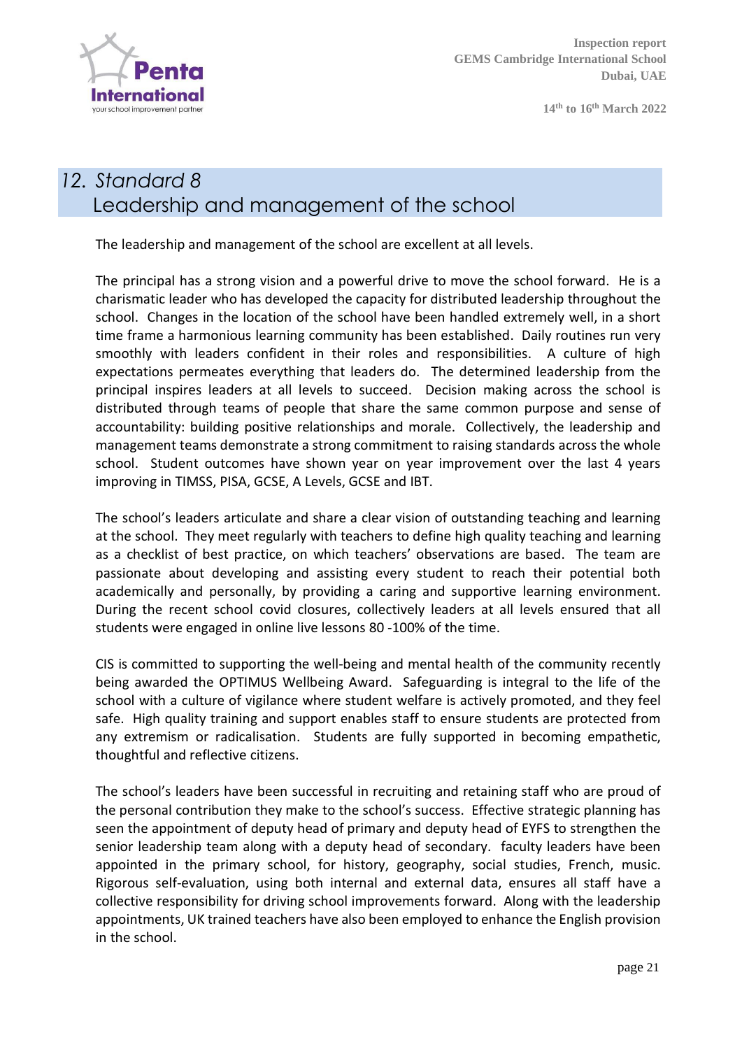## 12. Standard 8 Leadership and management of the school

The leadership and management of the school are excellent at all levels.

The principal has a strong vision and a powerful drive to move the school forward. He is a charismatic leader who has developed the capacity for distributed leadership throughout the school. Changes in the location of the school have been handled extremely well, in a short time frame a harmonious learning community has been established. Daily routines run very smoothly with leaders confident in their roles and responsibilities. A culture of high expectations permeates everything that leaders do. The determined leadership from the principal inspires leaders at all levels to succeed. Decision making across the school is distributed through teams of people that share the same common purpose and sense of accountability: building positive relationships and morale. Collectively, the leadership and management teams demonstrate a strong commitment to raising standards across the whole school. Student outcomes have shown year on year improvement over the last 4 years improving in TIMSS, PISA, GCSE, A Levels, GCSE and IBT.

The school's leaders articulate and share a clear vision of outstanding teaching and learning at the school. They meet regularly with teachers to define high quality teaching and learning as a checklist of best practice, on which teachers' observations are based. The team are passionate about developing and assisting every student to reach their potential both academically and personally, by providing a caring and supportive learning environment. During the recent school covid closures, collectively leaders at all levels ensured that all students were engaged in online live lessons 80 -100% of the time.

CIS is committed to supporting the well-being and mental health of the community recently being awarded the OPTIMUS Wellbeing Award. Safeguarding is integral to the life of the school with a culture of vigilance where student welfare is actively promoted, and they feel safe. High quality training and support enables staff to ensure students are protected from any extremism or radicalisation. Students are fully supported in becoming empathetic, thoughtful and reflective citizens.

The school's leaders have been successful in recruiting and retaining staff who are proud of the personal contribution they make to the school's success. Effective strategic planning has seen the appointment of deputy head of primary and deputy head of EYFS to strengthen the senior leadership team along with a deputy head of secondary. faculty leaders have been appointed in the primary school, for history, geography, social studies, French, music. Rigorous self-evaluation, using both internal and external data, ensures all staff have a collective responsibility for driving school improvements forward. Along with the leadership appointments, UK trained teachers have also been employed to enhance the English provision in the school.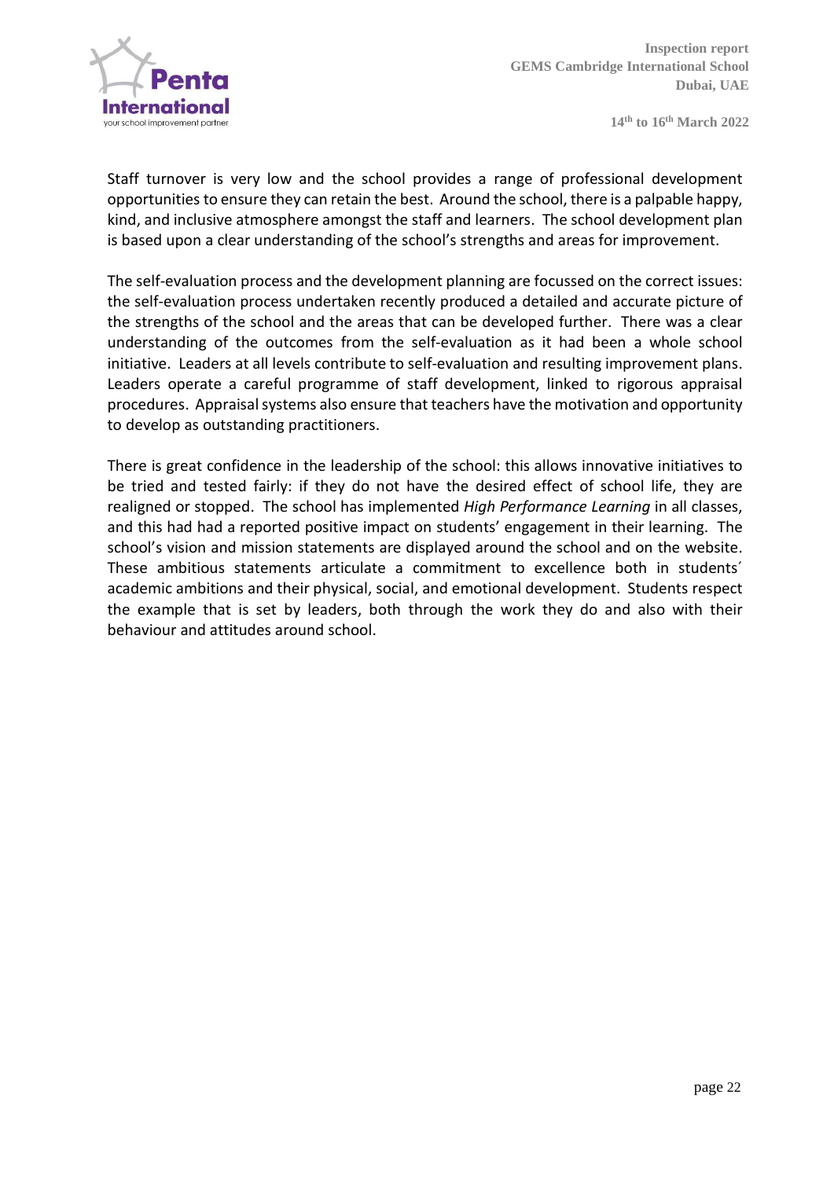Staff turnover is very low and the school provides a range of professional development opportunities to ensure they can retain the best. Around the school, there is a palpable happy, kind, and inclusive atmosphere amongst the staff and learners. The school development plan is based upon a clear understanding of the school's strengths and areas for improvement.

The self-evaluation process and the development planning are focussed on the correct issues: the self-evaluation process undertaken recently produced a detailed and accurate picture of the strengths of the school and the areas that can be developed further. There was a clear understanding of the outcomes from the self-evaluation as it had been a whole school initiative. Leaders at all levels contribute to self-evaluation and resulting improvement plans. Leaders operate a careful programme of staff development, linked to rigorous appraisal procedures. Appraisal systems also ensure that teachers have the motivation and opportunity to develop as outstanding practitioners.

There is great confidence in the leadership of the school: this allows innovative initiatives to be tried and tested fairly: if they do not have the desired effect of school life, they are realigned or stopped. The school has implemented *High Performance Learning* in all classes, and this had had a reported positive impact on students' engagement in their learning. The school's vision and mission statements are displayed around the school and on the website. These ambitious statements articulate a commitment to excellence both in students´ academic ambitions and their physical, social, and emotional development. Students respect the example that is set by leaders, both through the work they do and also with their behaviour and attitudes around school.